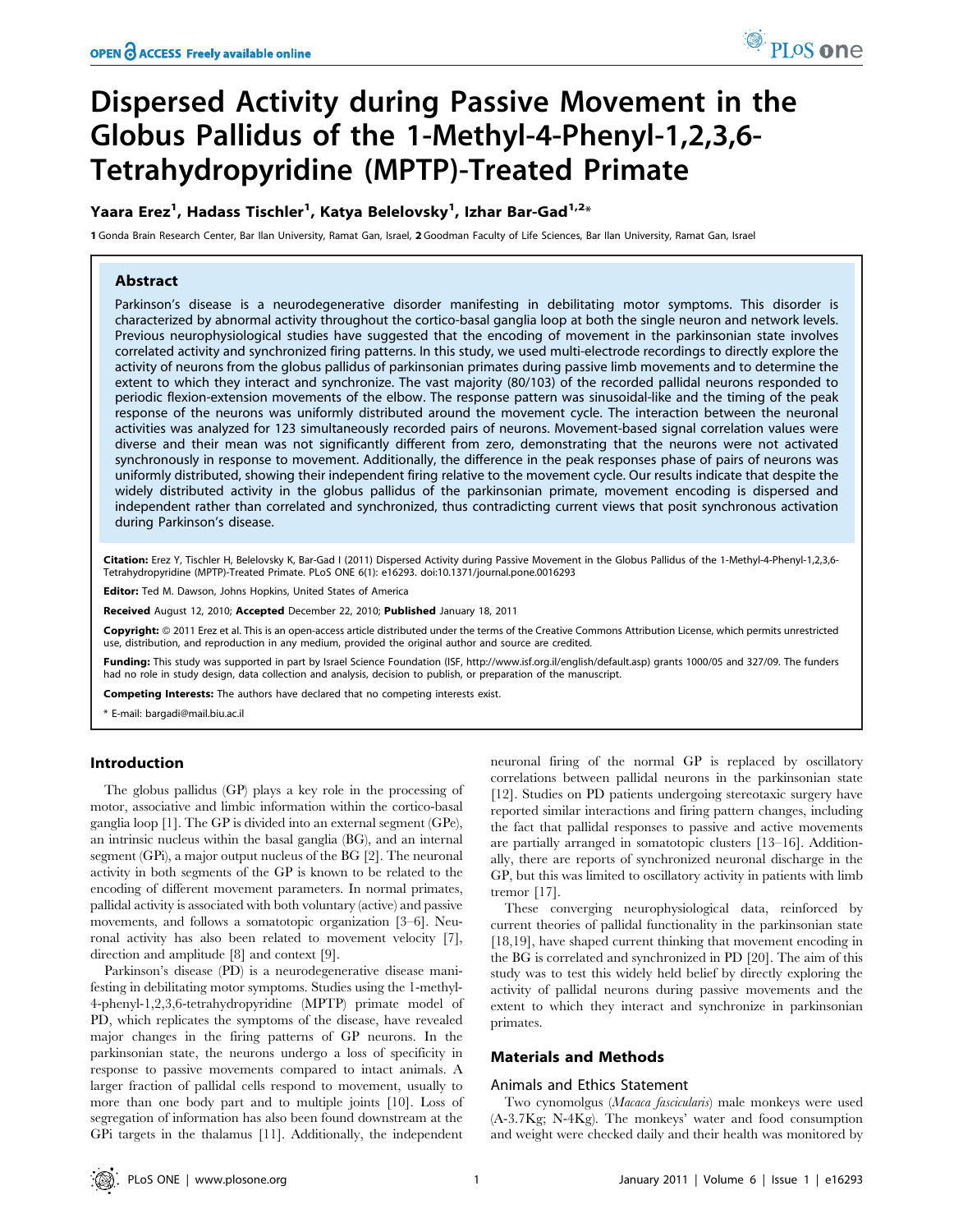# Dispersed Activity during Passive Movement in the Globus Pallidus of the 1-Methyl-4-Phenyl-1,2,3,6-Tetrahydropyridine (MPTP)-Treated Primate

**Yaara Erez[1], Hadass Tischler[1], Katya Belelovsky[1], Izhar Bar-Gad[1,2]***

**1** Gonda Brain Research Center, Bar Ilan University, Ramat Gan, Israel, **2** Goodman Faculty of Life Sciences, Bar Ilan University, Ramat Gan, Israel

## Abstract

Parkinson's disease is a neurodegenerative disorder manifesting in debilitating motor symptoms. This disorder is characterized by abnormal activity throughout the cortico-basal ganglia loop at both the single neuron and network levels. Previous neurophysiological studies have suggested that the encoding of movement in the parkinsonian state involves correlated activity and synchronized firing patterns. In this study, we used multi-electrode recordings to directly explore the activity of neurons from the globus pallidus of parkinsonian primates during passive limb movements and to determine the extent to which they interact and synchronize. The vast majority (80/103) of the recorded pallidal neurons responded to periodic flexion-extension movements of the elbow. The response pattern was sinusoidal-like and the timing of the peak response of the neurons was uniformly distributed around the movement cycle. The interaction between the neuronal activities was analyzed for 123 simultaneously recorded pairs of neurons. Movement-based signal correlation values were diverse and their mean was not significantly different from zero, demonstrating that the neurons were not activated synchronously in response to movement. Additionally, the difference in the peak responses phase of pairs of neurons was uniformly distributed, showing their independent firing relative to the movement cycle. Our results indicate that despite the widely distributed activity in the globus pallidus of the parkinsonian primate, movement encoding is dispersed and independent rather than correlated and synchronized, thus contradicting current views that posit synchronous activation during Parkinson's disease.

**Citation:** Erez Y, Tischler H, Belelovsky K, Bar-Gad I (2011) Dispersed Activity during Passive Movement in the Globus Pallidus of the 1-Methyl-4-Phenyl-1,2,3,6-Tetrahydropyridine (MPTP)-Treated Primate. PLoS ONE 6(1): e16293. doi:10.1371/journal.pone.0016293

**Editor:** Ted M. Dawson, Johns Hopkins, United States of America

**Received** August 12, 2010; **Accepted** December 22, 2010; **Published** January 18, 2011

**Copyright:** © 2011 Erez et al. This is an open-access article distributed under the terms of the Creative Commons Attribution License, which permits unrestricted use, distribution, and reproduction in any medium, provided the original author and source are credited.

**Funding:** This study was supported in part by Israel Science Foundation (ISF, http://www.isf.org.il/english/default.asp) grants 1000/05 and 327/09. The funders had no role in study design, data collection and analysis, decision to publish, or preparation of the manuscript.

**Competing Interests:** The authors have declared that no competing interests exist.

* E-mail: bargadi@mail.biu.ac.il

## Introduction

The globus pallidus (GP) plays a key role in the processing of motor, associative and limbic information within the cortico-basal ganglia loop [1]. The GP is divided into an external segment (GPe), an intrinsic nucleus within the basal ganglia (BG), and an internal segment (GPi), a major output nucleus of the BG [2]. The neuronal activity in both segments of the GP is known to be related to the encoding of different movement parameters. In normal primates, pallidal activity is associated with both voluntary (active) and passive movements, and follows a somatotopic organization [3–6]. Neuronal activity has also been related to movement velocity [7], direction and amplitude [8] and context [9].

Parkinson's disease (PD) is a neurodegenerative disease manifesting in debilitating motor symptoms. Studies using the 1-methyl-4-phenyl-1,2,3,6-tetrahydropyridine (MPTP) primate model of PD, which replicates the symptoms of the disease, have revealed major changes in the firing patterns of GP neurons. In the parkinsonian state, the neurons undergo a loss of specificity in response to passive movements compared to intact animals. A larger fraction of pallidal cells respond to movement, usually to more than one body part and to multiple joints [10]. Loss of segregation of information has also been found downstream at the GPi targets in the thalamus [11]. Additionally, the independent neuronal firing of the normal GP is replaced by oscillatory correlations between pallidal neurons in the parkinsonian state [12]. Studies on PD patients undergoing stereotaxic surgery have reported similar interactions and firing pattern changes, including the fact that pallidal responses to passive and active movements are partially arranged in somatotopic clusters [13–16]. Additionally, there are reports of synchronized neuronal discharge in the GP, but this was limited to oscillatory activity in patients with limb tremor [17].

These converging neurophysiological data, reinforced by current theories of pallidal functionality in the parkinsonian state [18,19], have shaped current thinking that movement encoding in the BG is correlated and synchronized in PD [20]. The aim of this study was to test this widely held belief by directly exploring the activity of pallidal neurons during passive movements and the extent to which they interact and synchronize in parkinsonian primates.

## Materials and Methods

### Animals and Ethics Statement

Two cynomolgus (*Macaca fascicularis*) male monkeys were used (A-3.7Kg; N-4Kg). The monkeys' water and food consumption and weight were checked daily and their health was monitored by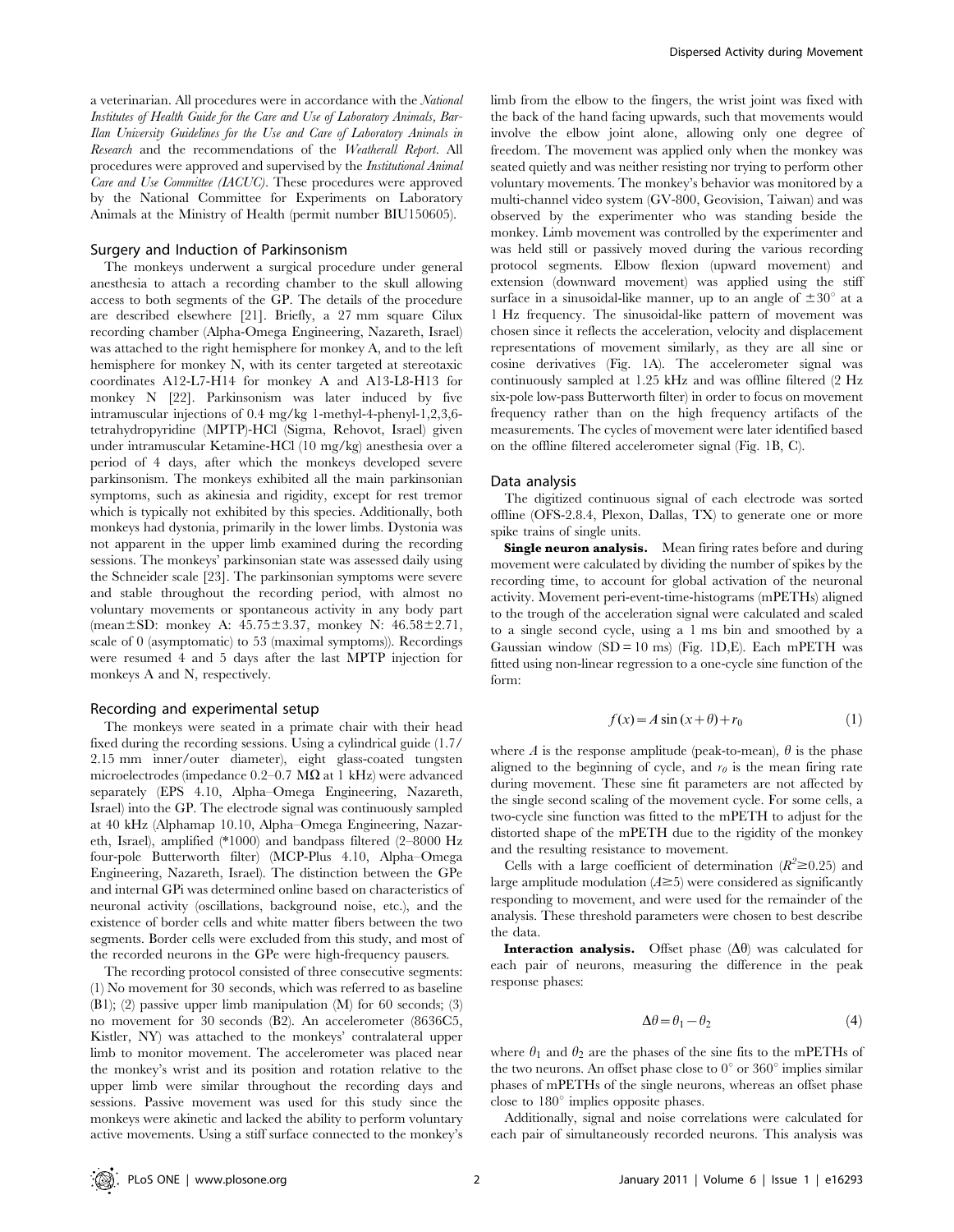a veterinarian. All procedures were in accordance with the *National Institutes of Health Guide for the Care and Use of Laboratory Animals*, *Bar-Ilan University Guidelines for the Use and Care of Laboratory Animals in Research* and the recommendations of the *Weatherall Report*. All procedures were approved and supervised by the *Institutional Animal Care and Use Committee (IACUC)*. These procedures were approved by the National Committee for Experiments on Laboratory Animals at the Ministry of Health (permit number BIU150605).

## Surgery and Induction of Parkinsonism

The monkeys underwent a surgical procedure under general anesthesia to attach a recording chamber to the skull allowing access to both segments of the GP. The details of the procedure are described elsewhere [21]. Briefly, a 27 mm square Cilux recording chamber (Alpha-Omega Engineering, Nazareth, Israel) was attached to the right hemisphere for monkey A, and to the left hemisphere for monkey N, with its center targeted at stereotaxic coordinates A12-L7-H14 for monkey A and A13-L8-H13 for monkey N [22]. Parkinsonism was later induced by five intramuscular injections of 0.4 mg/kg 1-methyl-4-phenyl-1,2,3,6-tetrahydropyridine (MPTP)-HCl (Sigma, Rehovot, Israel) given under intramuscular Ketamine-HCl (10 mg/kg) anesthesia over a period of 4 days, after which the monkeys developed severe parkinsonism. The monkeys exhibited all the main parkinsonian symptoms, such as akinesia and rigidity, except for rest tremor which is typically not exhibited by this species. Additionally, both monkeys had dystonia, primarily in the lower limbs. Dystonia was not apparent in the upper limb examined during the recording sessions. The monkeys' parkinsonian state was assessed daily using the Schneider scale [23]. The parkinsonian symptoms were severe and stable throughout the recording period, with almost no voluntary movements or spontaneous activity in any body part (mean±SD: monkey A: 45.75±3.37, monkey N: 46.58±2.71, scale of 0 (asymptomatic) to 53 (maximal symptoms)). Recordings were resumed 4 and 5 days after the last MPTP injection for monkeys A and N, respectively.

## Recording and experimental setup

The monkeys were seated in a primate chair with their head fixed during the recording sessions. Using a cylindrical guide (1.7/2.15 mm inner/outer diameter), eight glass-coated tungsten microelectrodes (impedance 0.2–0.7 MΩ at 1 kHz) were advanced separately (EPS 4.10, Alpha–Omega Engineering, Nazareth, Israel) into the GP. The electrode signal was continuously sampled at 40 kHz (Alphamap 10.10, Alpha–Omega Engineering, Nazareth, Israel), amplified (*1000) and bandpass filtered (2–8000 Hz four-pole Butterworth filter) (MCP-Plus 4.10, Alpha–Omega Engineering, Nazareth, Israel). The distinction between the GPe and internal GPi was determined online based on characteristics of neuronal activity (oscillations, background noise, etc.), and the existence of border cells and white matter fibers between the two segments. Border cells were excluded from this study, and most of the recorded neurons in the GPe were high-frequency pausers.

The recording protocol consisted of three consecutive segments: (1) No movement for 30 seconds, which was referred to as baseline (B1); (2) passive upper limb manipulation (M) for 60 seconds; (3) no movement for 30 seconds (B2). An accelerometer (8636C5, Kistler, NY) was attached to the monkeys' contralateral upper limb to monitor movement. The accelerometer was placed near the monkey's wrist and its position and rotation relative to the upper limb were similar throughout the recording days and sessions. Passive movement was used for this study since the monkeys were akinetic and lacked the ability to perform voluntary active movements. Using a stiff surface connected to the monkey's limb from the elbow to the fingers, the wrist joint was fixed with the back of the hand facing upwards, such that movements would involve the elbow joint alone, allowing only one degree of freedom. The movement was applied only when the monkey was seated quietly and was neither resisting nor trying to perform other voluntary movements. The monkey's behavior was monitored by a multi-channel video system (GV-800, Geovision, Taiwan) and was observed by the experimenter who was standing beside the monkey. Limb movement was controlled by the experimenter and was held still or passively moved during the various recording protocol segments. Elbow flexion (upward movement) and extension (downward movement) was applied using the stiff surface in a sinusoidal-like manner, up to an angle of $\pm30^\circ$ at a 1 Hz frequency. The sinusoidal-like pattern of movement was chosen since it reflects the acceleration, velocity and displacement representations of movement similarly, as they are all sine or cosine derivatives (Fig. 1A). The accelerometer signal was continuously sampled at 1.25 kHz and was offline filtered (2 Hz six-pole low-pass Butterworth filter) in order to focus on movement frequency rather than on the high frequency artifacts of the measurements. The cycles of movement were later identified based on the offline filtered accelerometer signal (Fig. 1B, C).

## Data analysis

The digitized continuous signal of each electrode was sorted offline (OFS-2.8.4, Plexon, Dallas, TX) to generate one or more spike trains of single units.

**Single neuron analysis.** Mean firing rates before and during movement were calculated by dividing the number of spikes by the recording time, to account for global activation of the neuronal activity. Movement peri-event-time-histograms (mPETHs) aligned to the trough of the acceleration signal were calculated and scaled to a single second cycle, using a 1 ms bin and smoothed by a Gaussian window (SD = 10 ms) (Fig. 1D,E). Each mPETH was fitted using non-linear regression to a one-cycle sine function of the form:

$$f(x) = A\sin(x+\theta) + r_0 \tag{1}$$

where $A$ is the response amplitude (peak-to-mean), $\theta$ is the phase aligned to the beginning of cycle, and $r_0$ is the mean firing rate during movement. These sine fit parameters are not affected by the single second scaling of the movement cycle. For some cells, a two-cycle sine function was fitted to the mPETH to adjust for the distorted shape of the mPETH due to the rigidity of the monkey and the resulting resistance to movement.

Cells with a large coefficient of determination ($R^2 \geq 0.25$) and large amplitude modulation ($A \geq 5$) were considered as significantly responding to movement, and were used for the remainder of the analysis. These threshold parameters were chosen to best describe the data.

**Interaction analysis.** Offset phase ($\Delta\theta$) was calculated for each pair of neurons, measuring the difference in the peak response phases:

$$\Delta\theta = \theta_1 - \theta_2 \tag{4}$$

where $\theta_1$ and $\theta_2$ are the phases of the sine fits to the mPETHs of the two neurons. An offset phase close to $0^\circ$ or $360^\circ$ implies similar phases of mPETHs of the single neurons, whereas an offset phase close to $180^\circ$ implies opposite phases.

Additionally, signal and noise correlations were calculated for each pair of simultaneously recorded neurons. This analysis was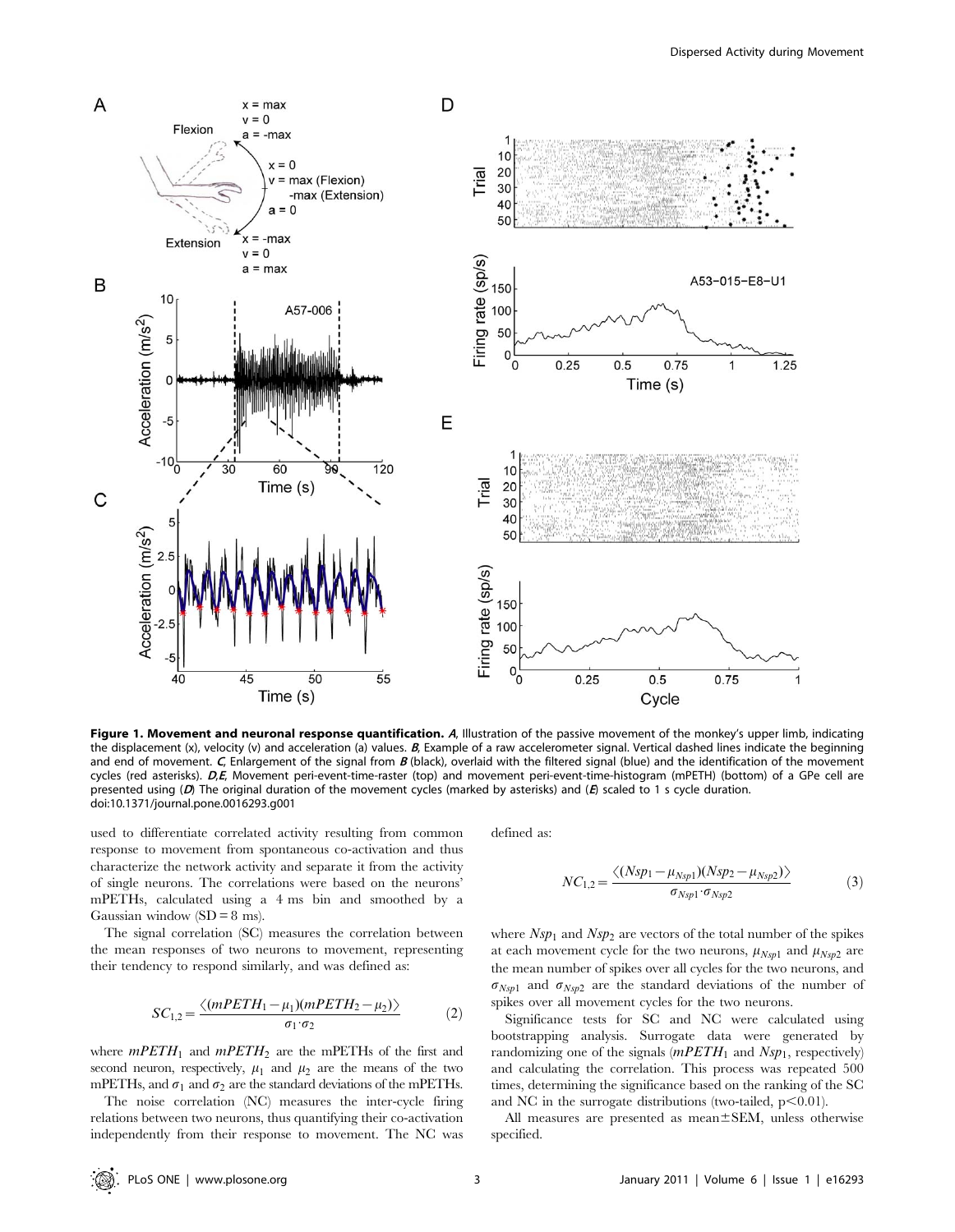**Figure 1. Movement and neuronal response quantification.** *A*, Illustration of the passive movement of the monkey's upper limb, indicating the displacement (x), velocity (v) and acceleration (a) values. *B*, Example of a raw accelerometer signal. Vertical dashed lines indicate the beginning and end of movement. *C*, Enlargement of the signal from *B* (black), overlaid with the filtered signal (blue) and the identification of the movement cycles (red asterisks). *D,E*, Movement peri-event-time-raster (top) and movement peri-event-time-histogram (mPETH) (bottom) of a GPe cell are presented using (*D*) The original duration of the movement cycles (marked by asterisks) and (*E*) scaled to 1 s cycle duration.
doi:10.1371/journal.pone.0016293.g001

used to differentiate correlated activity resulting from common response to movement from spontaneous co-activation and thus characterize the network activity and separate it from the activity of single neurons. The correlations were based on the neurons' mPETHs, calculated using a 4 ms bin and smoothed by a Gaussian window (SD = 8 ms).

The signal correlation (SC) measures the correlation between the mean responses of two neurons to movement, representing their tendency to respond similarly, and was defined as:

$$SC_{1,2} = \frac{\langle (mPETH_1 - \mu_1)(mPETH_2 - \mu_2) \rangle}{\sigma_1 \cdot \sigma_2} \tag{2}$$

where $mPETH_1$ and $mPETH_2$ are the mPETHs of the first and second neuron, respectively, $\mu_1$ and $\mu_2$ are the means of the two mPETHs, and $\sigma_1$ and $\sigma_2$ are the standard deviations of the mPETHs.

The noise correlation (NC) measures the inter-cycle firing relations between two neurons, thus quantifying their co-activation independently from their response to movement. The NC was defined as:

$$NC_{1,2} = \frac{\langle (Nsp_1 - \mu_{Nsp1})(Nsp_2 - \mu_{Nsp2}) \rangle}{\sigma_{Nsp1} \cdot \sigma_{Nsp2}} \tag{3}$$

where $Nsp_1$ and $Nsp_2$ are vectors of the total number of the spikes at each movement cycle for the two neurons, $\mu_{Nsp1}$ and $\mu_{Nsp2}$ are the mean number of spikes over all cycles for the two neurons, and $\sigma_{Nsp1}$ and $\sigma_{Nsp2}$ are the standard deviations of the number of spikes over all movement cycles for the two neurons.

Significance tests for SC and NC were calculated using bootstrapping analysis. Surrogate data were generated by randomizing one of the signals ($mPETH_1$ and $Nsp_1$, respectively) and calculating the correlation. This process was repeated 500 times, determining the significance based on the ranking of the SC and NC in the surrogate distributions (two-tailed, $p<0.01$).

All measures are presented as mean±SEM, unless otherwise specified.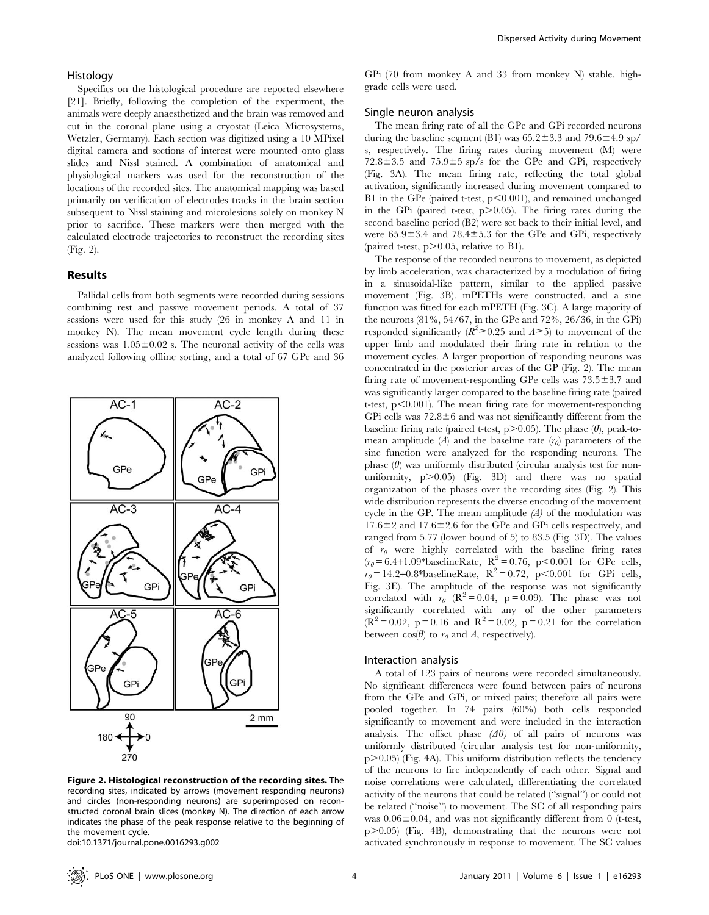### Histology

Specifics on the histological procedure are reported elsewhere [21]. Briefly, following the completion of the experiment, the animals were deeply anaesthetized and the brain was removed and cut in the coronal plane using a cryostat (Leica Microsystems, Wetzler, Germany). Each section was digitized using a 10 MPixel digital camera and sections of interest were mounted onto glass slides and Nissl stained. A combination of anatomical and physiological markers was used for the reconstruction of the locations of the recorded sites. The anatomical mapping was based primarily on verification of electrodes tracks in the brain section subsequent to Nissl staining and microlesions solely on monkey N prior to sacrifice. These markers were then merged with the calculated electrode trajectories to reconstruct the recording sites (Fig. 2).

## Results

Pallidal cells from both segments were recorded during sessions combining rest and passive movement periods. A total of 37 sessions were used for this study (26 in monkey A and 11 in monkey N). The mean movement cycle length during these sessions was $1.05 \pm 0.02$ s. The neuronal activity of the cells was analyzed following offline sorting, and a total of 67 GPe and 36 GPi (70 from monkey A and 33 from monkey N) stable, high-grade cells were used.

**Figure 2. Histological reconstruction of the recording sites.** The recording sites, indicated by arrows (movement responding neurons) and circles (non-responding neurons) are superimposed on reconstructed coronal brain slices (monkey N). The direction of each arrow indicates the phase of the peak response relative to the beginning of the movement cycle.
doi:10.1371/journal.pone.0016293.g002

### Single neuron analysis

The mean firing rate of all the GPe and GPi recorded neurons during the baseline segment (B1) was $65.2 \pm 3.3$ and $79.6 \pm 4.9$ sp/s, respectively. The firing rates during movement (M) were $72.8 \pm 3.5$ and $75.9 \pm 5$ sp/s for the GPe and GPi, respectively (Fig. 3A). The mean firing rate, reflecting the total global activation, significantly increased during movement compared to B1 in the GPe (paired t-test, $p < 0.001$), and remained unchanged in the GPi (paired t-test, $p > 0.05$). The firing rates during the second baseline period (B2) were set back to their initial level, and were $65.9 \pm 3.4$ and $78.4 \pm 5.3$ for the GPe and GPi, respectively (paired t-test, $p > 0.05$, relative to B1).

The response of the recorded neurons to movement, as depicted by limb acceleration, was characterized by a modulation of firing in a sinusoidal-like pattern, similar to the applied passive movement (Fig. 3B). mPETHs were constructed, and a sine function was fitted for each mPETH (Fig. 3C). A large majority of the neurons (81%, 54/67, in the GPe and 72%, 26/36, in the GPi) responded significantly ($R^2 \geq 0.25$ and $A \geq 5$) to movement of the upper limb and modulated their firing rate in relation to the movement cycles. A larger proportion of responding neurons was concentrated in the posterior areas of the GP (Fig. 2). The mean firing rate of movement-responding GPe cells was $73.5 \pm 3.7$ and was significantly larger compared to the baseline firing rate (paired t-test, $p < 0.001$). The mean firing rate for movement-responding GPi cells was $72.8 \pm 6$ and was not significantly different from the baseline firing rate (paired t-test, $p > 0.05$). The phase ($\theta$), peak-to-mean amplitude ($A$) and the baseline rate ($r_0$) parameters of the sine function were analyzed for the responding neurons. The phase ($\theta$) was uniformly distributed (circular analysis test for non-uniformity, $p > 0.05$) (Fig. 3D) and there was no spatial organization of the phases over the recording sites (Fig. 2). This wide distribution represents the diverse encoding of the movement cycle in the GP. The mean amplitude ($A$) of the modulation was $17.6 \pm 2$ and $17.6 \pm 2.6$ for the GPe and GPi cells respectively, and ranged from 5.77 (lower bound of 5) to 83.5 (Fig. 3D). The values of $r_0$ were highly correlated with the baseline firing rates ($r_0 = 6.4 + 1.09$*baselineRate, $R^2 = 0.76$, $p < 0.001$ for GPe cells, $r_0 = 14.2 + 0.8$*baselineRate, $R^2 = 0.72$, $p < 0.001$ for GPi cells, Fig. 3E). The amplitude of the response was not significantly correlated with $r_0$ ($R^2 = 0.04$, $p = 0.09$). The phase was not significantly correlated with any of the other parameters ($R^2 = 0.02$, $p = 0.16$ and $R^2 = 0.02$, $p = 0.21$ for the correlation between $\cos(\theta)$ to $r_0$ and $A$, respectively).

### Interaction analysis

A total of 123 pairs of neurons were recorded simultaneously. No significant differences were found between pairs of neurons from the GPe and GPi, or mixed pairs; therefore all pairs were pooled together. In 74 pairs (60%) both cells responded significantly to movement and were included in the interaction analysis. The offset phase ($\Delta\theta$) of all pairs of neurons was uniformly distributed (circular analysis test for non-uniformity, $p > 0.05$) (Fig. 4A). This uniform distribution reflects the tendency of the neurons to fire independently of each other. Signal and noise correlations were calculated, differentiating the correlated activity of the neurons that could be related ("signal") or could not be related ("noise") to movement. The SC of all responding pairs was $0.06 \pm 0.04$, and was not significantly different from 0 (t-test, $p > 0.05$) (Fig. 4B), demonstrating that the neurons were not activated synchronously in response to movement. The SC values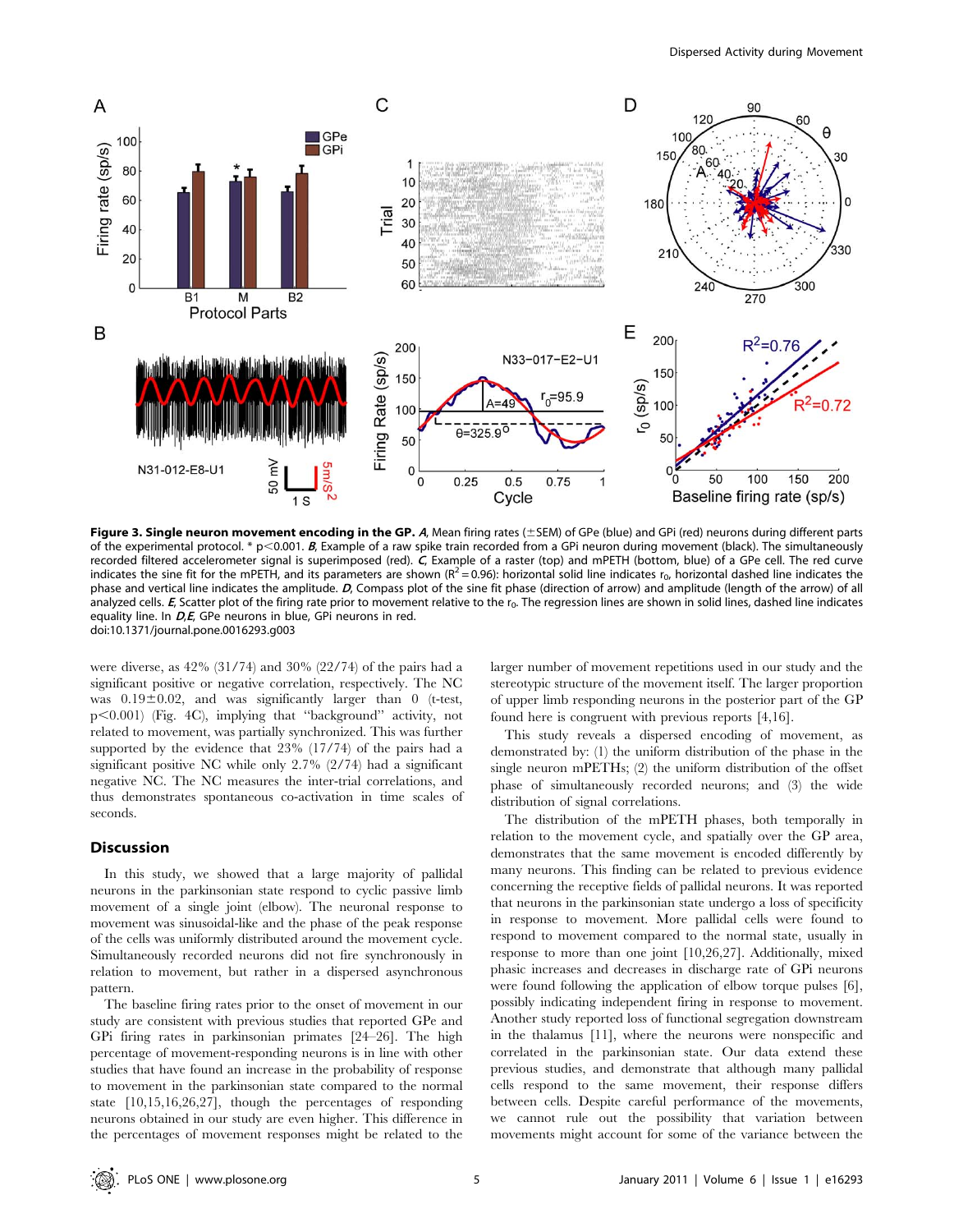**Figure 3. Single neuron movement encoding in the GP.** *A*, Mean firing rates (±SEM) of GPe (blue) and GPi (red) neurons during different parts of the experimental protocol. * $p<0.001$. *B*, Example of a raw spike train recorded from a GPi neuron during movement (black). The simultaneously recorded filtered accelerometer signal is superimposed (red). *C*, Example of a raster (top) and mPETH (bottom, blue) of a GPe cell. The red curve indicates the sine fit for the mPETH, and its parameters are shown ($R^2=0.96$): horizontal solid line indicates $r_0$, horizontal dashed line indicates the phase and vertical line indicates the amplitude. *D*, Compass plot of the sine fit phase (direction of arrow) and amplitude (length of the arrow) of all analyzed cells. *E*, Scatter plot of the firing rate prior to movement relative to the $r_0$. The regression lines are shown in solid lines, dashed line indicates equality line. In *D,E*, GPe neurons in blue, GPi neurons in red.
doi:10.1371/journal.pone.0016293.g003

were diverse, as 42% (31/74) and 30% (22/74) of the pairs had a significant positive or negative correlation, respectively. The NC was $0.19\pm0.02$, and was significantly larger than 0 (t-test, $p<0.001$) (Fig. 4C), implying that "background" activity, not related to movement, was partially synchronized. This was further supported by the evidence that 23% (17/74) of the pairs had a significant positive NC while only 2.7% (2/74) had a significant negative NC. The NC measures the inter-trial correlations, and thus demonstrates spontaneous co-activation in time scales of seconds.

## Discussion

In this study, we showed that a large majority of pallidal neurons in the parkinsonian state respond to cyclic passive limb movement of a single joint (elbow). The neuronal response to movement was sinusoidal-like and the phase of the peak response of the cells was uniformly distributed around the movement cycle. Simultaneously recorded neurons did not fire synchronously in relation to movement, but rather in a dispersed asynchronous pattern.

The baseline firing rates prior to the onset of movement in our study are consistent with previous studies that reported GPe and GPi firing rates in parkinsonian primates [24–26]. The high percentage of movement-responding neurons is in line with other studies that have found an increase in the probability of response to movement in the parkinsonian state compared to the normal state [10,15,16,26,27], though the percentages of responding neurons obtained in our study are even higher. This difference in the percentages of movement responses might be related to the larger number of movement repetitions used in our study and the stereotypic structure of the movement itself. The larger proportion of upper limb responding neurons in the posterior part of the GP found here is congruent with previous reports [4,16].

This study reveals a dispersed encoding of movement, as demonstrated by: (1) the uniform distribution of the phase in the single neuron mPETHs; (2) the uniform distribution of the offset phase of simultaneously recorded neurons; and (3) the wide distribution of signal correlations.

The distribution of the mPETH phases, both temporally in relation to the movement cycle, and spatially over the GP area, demonstrates that the same movement is encoded differently by many neurons. This finding can be related to previous evidence concerning the receptive fields of pallidal neurons. It was reported that neurons in the parkinsonian state undergo a loss of specificity in response to movement. More pallidal cells were found to respond to movement compared to the normal state, usually in response to more than one joint [10,26,27]. Additionally, mixed phasic increases and decreases in discharge rate of GPi neurons were found following the application of elbow torque pulses [6], possibly indicating independent firing in response to movement. Another study reported loss of functional segregation downstream in the thalamus [11], where the neurons were nonspecific and correlated in the parkinsonian state. Our data extend these previous studies, and demonstrate that although many pallidal cells respond to the same movement, their response differs between cells. Despite careful performance of the movements, we cannot rule out the possibility that variation between movements might account for some of the variance between the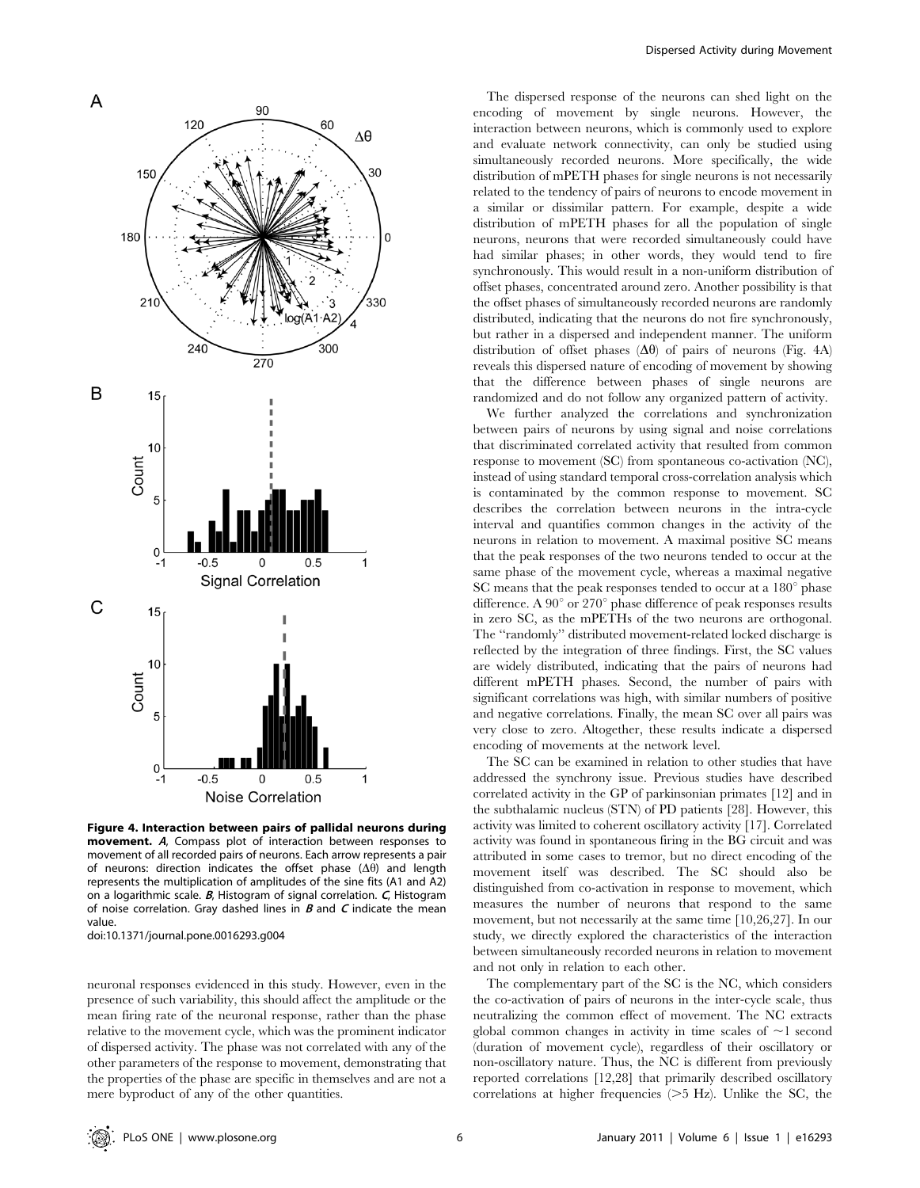Figure 4. Interaction between pairs of pallidal neurons during movement. *A*, Compass plot of interaction between responses to movement of all recorded pairs of neurons. Each arrow represents a pair of neurons: direction indicates the offset phase ($\Delta\theta$) and length represents the multiplication of amplitudes of the sine fits (A1 and A2) on a logarithmic scale. *B*, Histogram of signal correlation. *C*, Histogram of noise correlation. Gray dashed lines in *B* and *C* indicate the mean value.

doi:10.1371/journal.pone.0016293.g004

neuronal responses evidenced in this study. However, even in the presence of such variability, this should affect the amplitude or the mean firing rate of the neuronal response, rather than the phase relative to the movement cycle, which was the prominent indicator of dispersed activity. The phase was not correlated with any of the other parameters of the response to movement, demonstrating that the properties of the phase are specific in themselves and are not a mere byproduct of any of the other quantities.

The dispersed response of the neurons can shed light on the encoding of movement by single neurons. However, the interaction between neurons, which is commonly used to explore and evaluate network connectivity, can only be studied using simultaneously recorded neurons. More specifically, the wide distribution of mPETH phases for single neurons is not necessarily related to the tendency of pairs of neurons to encode movement in a similar or dissimilar pattern. For example, despite a wide distribution of mPETH phases for all the population of single neurons, neurons that were recorded simultaneously could have had similar phases; in other words, they would tend to fire synchronously. This would result in a non-uniform distribution of offset phases, concentrated around zero. Another possibility is that the offset phases of simultaneously recorded neurons are randomly distributed, indicating that the neurons do not fire synchronously, but rather in a dispersed and independent manner. The uniform distribution of offset phases ($\Delta\theta$) of pairs of neurons (Fig. 4A) reveals this dispersed nature of encoding of movement by showing that the difference between phases of single neurons are randomized and do not follow any organized pattern of activity.

We further analyzed the correlations and synchronization between pairs of neurons by using signal and noise correlations that discriminated correlated activity that resulted from common response to movement (SC) from spontaneous co-activation (NC), instead of using standard temporal cross-correlation analysis which is contaminated by the common response to movement. SC describes the correlation between neurons in the intra-cycle interval and quantifies common changes in the activity of the neurons in relation to movement. A maximal positive SC means that the peak responses of the two neurons tended to occur at the same phase of the movement cycle, whereas a maximal negative SC means that the peak responses tended to occur at a 180° phase difference. A 90° or 270° phase difference of peak responses results in zero SC, as the mPETHs of the two neurons are orthogonal. The "randomly" distributed movement-related locked discharge is reflected by the integration of three findings. First, the SC values are widely distributed, indicating that the pairs of neurons had different mPETH phases. Second, the number of pairs with significant correlations was high, with similar numbers of positive and negative correlations. Finally, the mean SC over all pairs was very close to zero. Altogether, these results indicate a dispersed encoding of movements at the network level.

The SC can be examined in relation to other studies that have addressed the synchrony issue. Previous studies have described correlated activity in the GP of parkinsonian primates [12] and in the subthalamic nucleus (STN) of PD patients [28]. However, this activity was limited to coherent oscillatory activity [17]. Correlated activity was found in spontaneous firing in the BG circuit and was attributed in some cases to tremor, but no direct encoding of the movement itself was described. The SC should also be distinguished from co-activation in response to movement, which measures the number of neurons that respond to the same movement, but not necessarily at the same time [10,26,27]. In our study, we directly explored the characteristics of the interaction between simultaneously recorded neurons in relation to movement and not only in relation to each other.

The complementary part of the SC is the NC, which considers the co-activation of pairs of neurons in the inter-cycle scale, thus neutralizing the common effect of movement. The NC extracts global common changes in activity in time scales of ~1 second (duration of movement cycle), regardless of their oscillatory or non-oscillatory nature. Thus, the NC is different from previously reported correlations [12,28] that primarily described oscillatory correlations at higher frequencies (>5 Hz). Unlike the SC, the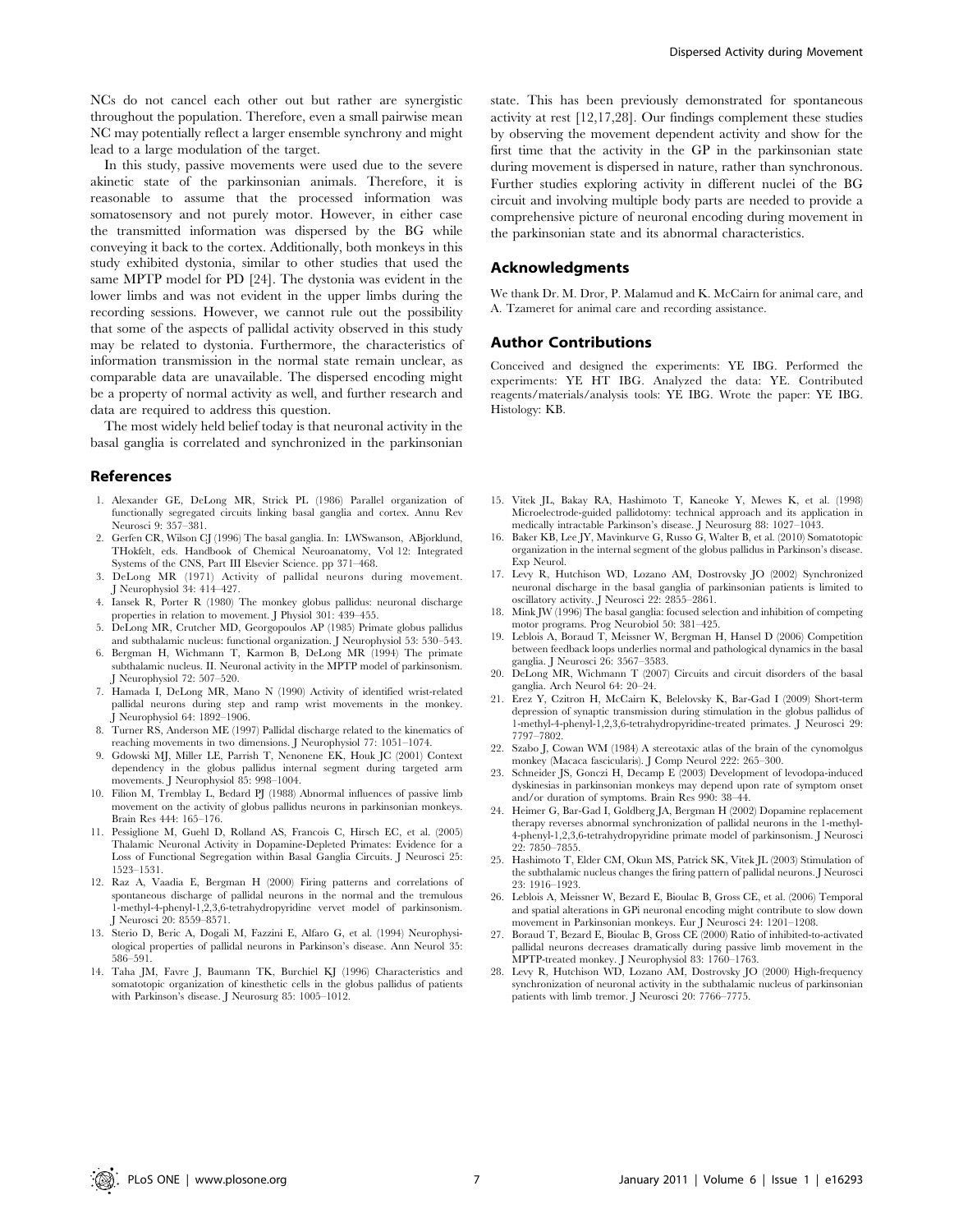NCs do not cancel each other out but rather are synergistic throughout the population. Therefore, even a small pairwise mean NC may potentially reflect a larger ensemble synchrony and might lead to a large modulation of the target.

In this study, passive movements were used due to the severe akinetic state of the parkinsonian animals. Therefore, it is reasonable to assume that the processed information was somatosensory and not purely motor. However, in either case the transmitted information was dispersed by the BG while conveying it back to the cortex. Additionally, both monkeys in this study exhibited dystonia, similar to other studies that used the same MPTP model for PD [24]. The dystonia was evident in the lower limbs and was not evident in the upper limbs during the recording sessions. However, we cannot rule out the possibility that some of the aspects of pallidal activity observed in this study may be related to dystonia. Furthermore, the characteristics of information transmission in the normal state remain unclear, as comparable data are unavailable. The dispersed encoding might be a property of normal activity as well, and further research and data are required to address this question.

The most widely held belief today is that neuronal activity in the basal ganglia is correlated and synchronized in the parkinsonian state. This has been previously demonstrated for spontaneous activity at rest [12,17,28]. Our findings complement these studies by observing the movement dependent activity and show for the first time that the activity in the GP in the parkinsonian state during movement is dispersed in nature, rather than synchronous. Further studies exploring activity in different nuclei of the BG circuit and involving multiple body parts are needed to provide a comprehensive picture of neuronal encoding during movement in the parkinsonian state and its abnormal characteristics.

## Acknowledgments

We thank Dr. M. Dror, P. Malamud and K. McCairn for animal care, and A. Tzameret for animal care and recording assistance.

## Author Contributions

Conceived and designed the experiments: YE IBG. Performed the experiments: YE HT IBG. Analyzed the data: YE. Contributed reagents/materials/analysis tools: YE IBG. Wrote the paper: YE IBG. Histology: KB.

## References

1. Alexander GE, DeLong MR, Strick PL (1986) Parallel organization of functionally segregated circuits linking basal ganglia and cortex. Annu Rev Neurosci 9: 357–381.
2. Gerfen CR, Wilson CJ (1996) The basal ganglia. In: LWSwanson, ABjorklund, THokfelt, eds. Handbook of Chemical Neuroanatomy, Vol 12: Integrated Systems of the CNS, Part III Elsevier Science. pp 371–468.
3. DeLong MR (1971) Activity of pallidal neurons during movement. J Neurophysiol 34: 414–427.
4. Iansek R, Porter R (1980) The monkey globus pallidus: neuronal discharge properties in relation to movement. J Physiol 301: 439–455.
5. DeLong MR, Crutcher MD, Georgopoulos AP (1985) Primate globus pallidus and subthalamic nucleus: functional organization. J Neurophysiol 53: 530–543.
6. Bergman H, Wichmann T, Karmon B, DeLong MR (1994) The primate subthalamic nucleus. II. Neuronal activity in the MPTP model of parkinsonism. J Neurophysiol 72: 507–520.
7. Hamada I, DeLong MR, Mano N (1990) Activity of identified wrist-related pallidal neurons during step and ramp wrist movements in the monkey. J Neurophysiol 64: 1892–1906.
8. Turner RS, Anderson ME (1997) Pallidal discharge related to the kinematics of reaching movements in two dimensions. J Neurophysiol 77: 1051–1074.
9. Gdowski MJ, Miller LE, Parrish T, Nenonene EK, Houk JC (2001) Context dependency in the globus pallidus internal segment during targeted arm movements. J Neurophysiol 85: 998–1004.
10. Filion M, Tremblay L, Bedard PJ (1988) Abnormal influences of passive limb movement on the activity of globus pallidus neurons in parkinsonian monkeys. Brain Res 444: 165–176.
11. Pessiglione M, Guehl D, Rolland AS, Francois C, Hirsch EC, et al. (2005) Thalamic Neuronal Activity in Dopamine-Depleted Primates: Evidence for a Loss of Functional Segregation within Basal Ganglia Circuits. J Neurosci 25: 1523–1531.
12. Raz A, Vaadia E, Bergman H (2000) Firing patterns and correlations of spontaneous discharge of pallidal neurons in the normal and the tremulous 1-methyl-4-phenyl-1,2,3,6-tetrahydropyridine vervet model of parkinsonism. J Neurosci 20: 8559–8571.
13. Sterio D, Beric A, Dogali M, Fazzini E, Alfaro G, et al. (1994) Neurophysiological properties of pallidal neurons in Parkinson's disease. Ann Neurol 35: 586–591.
14. Taha JM, Favre J, Baumann TK, Burchiel KJ (1996) Characteristics and somatotopic organization of kinesthetic cells in the globus pallidus of patients with Parkinson's disease. J Neurosurg 85: 1005–1012.
15. Vitek JL, Bakay RA, Hashimoto T, Kaneoke Y, Mewes K, et al. (1998) Microelectrode-guided pallidotomy: technical approach and its application in medically intractable Parkinson's disease. J Neurosurg 88: 1027–1043.
16. Baker KB, Lee JY, Mavinkurve G, Russo G, Walter B, et al. (2010) Somatotopic organization in the internal segment of the globus pallidus in Parkinson's disease. Exp Neurol.
17. Levy R, Hutchison WD, Lozano AM, Dostrovsky JO (2002) Synchronized neuronal discharge in the basal ganglia of parkinsonian patients is limited to oscillatory activity. J Neurosci 22: 2855–2861.
18. Mink JW (1996) The basal ganglia: focused selection and inhibition of competing motor programs. Prog Neurobiol 50: 381–425.
19. Leblois A, Boraud T, Meissner W, Bergman H, Hansel D (2006) Competition between feedback loops underlies normal and pathological dynamics in the basal ganglia. J Neurosci 26: 3567–3583.
20. DeLong MR, Wichmann T (2007) Circuits and circuit disorders of the basal ganglia. Arch Neurol 64: 20–24.
21. Erez Y, Czitron H, McCairn K, Belelovsky K, Bar-Gad I (2009) Short-term depression of synaptic transmission during stimulation in the globus pallidus of 1-methyl-4-phenyl-1,2,3,6-tetrahydropyridine-treated primates. J Neurosci 29: 7797–7802.
22. Szabo J, Cowan WM (1984) A stereotaxic atlas of the brain of the cynomolgus monkey (Macaca fascicularis). J Comp Neurol 222: 265–300.
23. Schneider JS, Gonczi H, Decamp E (2003) Development of levodopa-induced dyskinesias in parkinsonian monkeys may depend upon rate of symptom onset and/or duration of symptoms. Brain Res 990: 38–44.
24. Heimer G, Bar-Gad I, Goldberg JA, Bergman H (2002) Dopamine replacement therapy reverses abnormal synchronization of pallidal neurons in the 1-methyl-4-phenyl-1,2,3,6-tetrahydropyridine primate model of parkinsonism. J Neurosci 22: 7850–7855.
25. Hashimoto T, Elder CM, Okun MS, Patrick SK, Vitek JL (2003) Stimulation of the subthalamic nucleus changes the firing pattern of pallidal neurons. J Neurosci 23: 1916–1923.
26. Leblois A, Meissner W, Bezard E, Bioulac B, Gross CE, et al. (2006) Temporal and spatial alterations in GPi neuronal encoding might contribute to slow down movement in Parkinsonian monkeys. Eur J Neurosci 24: 1201–1208.
27. Boraud T, Bezard E, Bioulac B, Gross CE (2000) Ratio of inhibited-to-activated pallidal neurons decreases dramatically during passive limb movement in the MPTP-treated monkey. J Neurophysiol 83: 1760–1763.
28. Levy R, Hutchison WD, Lozano AM, Dostrovsky JO (2000) High-frequency synchronization of neuronal activity in the subthalamic nucleus of parkinsonian patients with limb tremor. J Neurosci 20: 7766–7775.